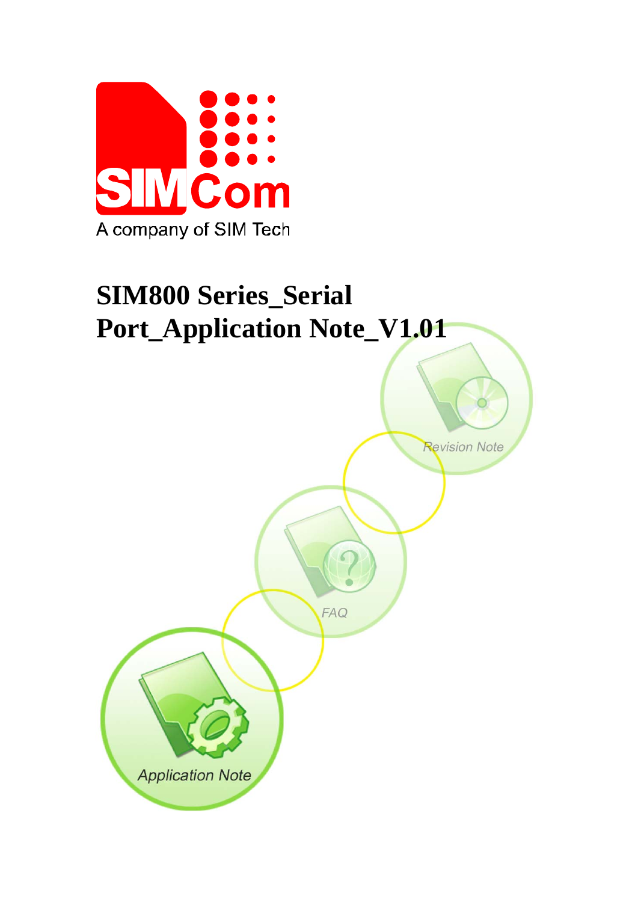# SIM800 Series_Serial Port_Application Note_V1.01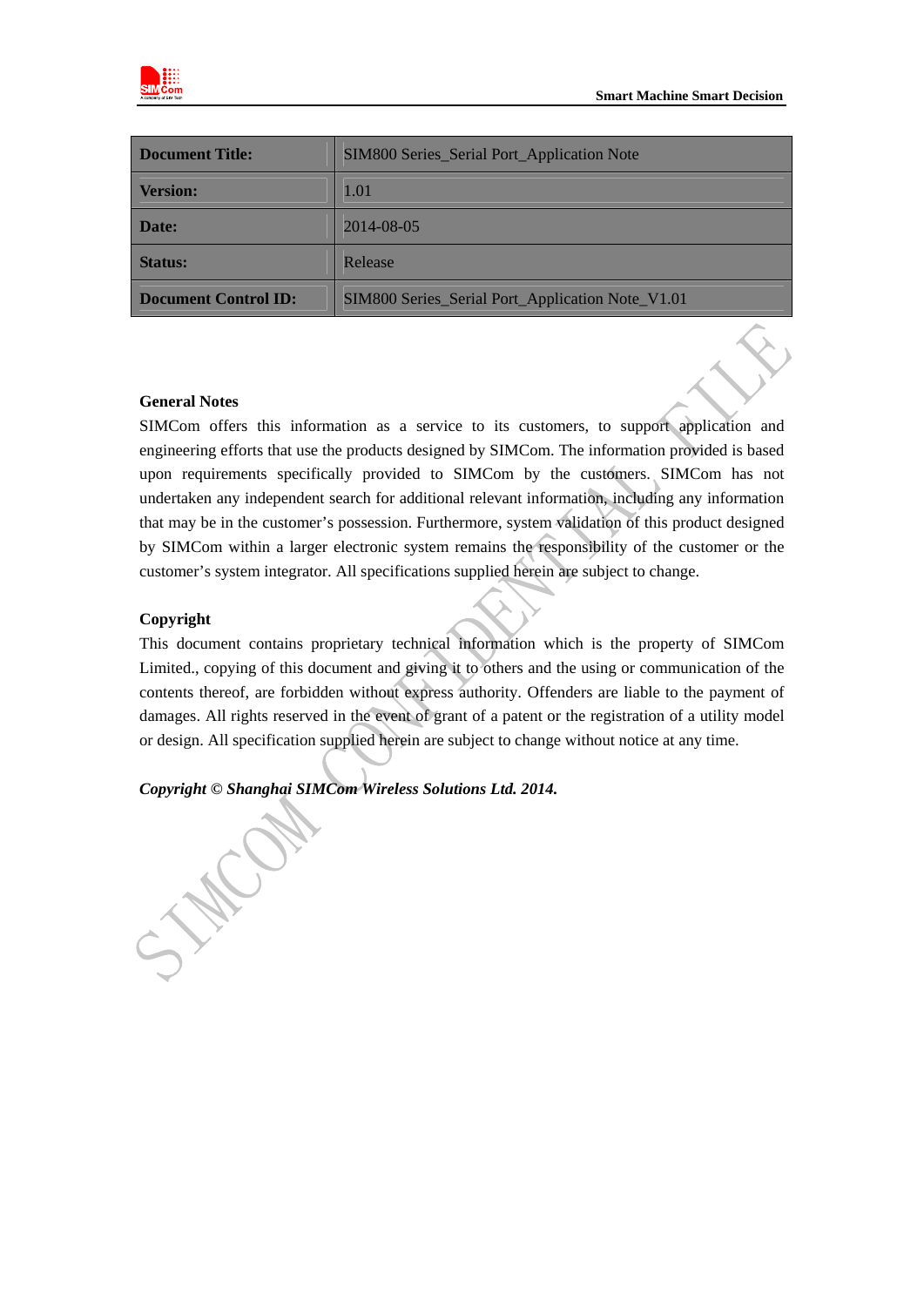| Document Title: | SIM800 Series_Serial Port_Application Note |
|---|---|
| Version: | 1.01 |
| Date: | 2014-08-05 |
| Status: | Release |
| Document Control ID: | SIM800 Series_Serial Port_Application Note_V1.01 |

**General Notes**

SIMCom offers this information as a service to its customers, to support application and engineering efforts that use the products designed by SIMCom. The information provided is based upon requirements specifically provided to SIMCom by the customers. SIMCom has not undertaken any independent search for additional relevant information, including any information that may be in the customer's possession. Furthermore, system validation of this product designed by SIMCom within a larger electronic system remains the responsibility of the customer or the customer's system integrator. All specifications supplied herein are subject to change.

**Copyright**

This document contains proprietary technical information which is the property of SIMCom Limited., copying of this document and giving it to others and the using or communication of the contents thereof, are forbidden without express authority. Offenders are liable to the payment of damages. All rights reserved in the event of grant of a patent or the registration of a utility model or design. All specification supplied herein are subject to change without notice at any time.

***Copyright © Shanghai SIMCom Wireless Solutions Ltd. 2014.***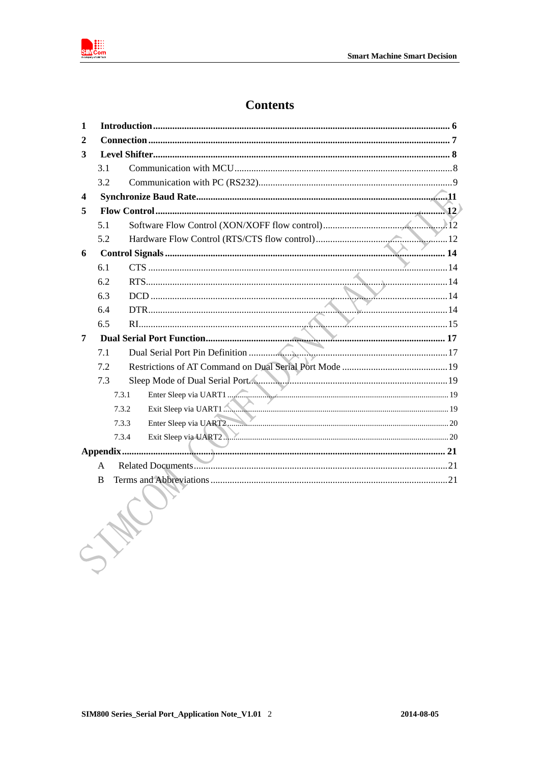# Contents

- **1 Introduction** ........ **6**
- **2 Connection** ........ **7**
- **3 Level Shifter** ........ **8**
  - 3.1 Communication with MCU ........ 8
  - 3.2 Communication with PC (RS232) ........ 9
- **4 Synchronize Baud Rate** ........ **11**
- **5 Flow Control** ........ **12**
  - 5.1 Software Flow Control (XON/XOFF flow control) ........ 12
  - 5.2 Hardware Flow Control (RTS/CTS flow control) ........ 12
- **6 Control Signals** ........ **14**
  - 6.1 CTS ........ 14
  - 6.2 RTS ........ 14
  - 6.3 DCD ........ 14
  - 6.4 DTR ........ 14
  - 6.5 RI ........ 15
- **7 Dual Serial Port Function** ........ **17**
  - 7.1 Dual Serial Port Pin Definition ........ 17
  - 7.2 Restrictions of AT Command on Dual Serial Port Mode ........ 19
  - 7.3 Sleep Mode of Dual Serial Port ........ 19
    - 7.3.1 Enter Sleep via UART1 ........ 19
    - 7.3.2 Exit Sleep via UART1 ........ 19
    - 7.3.3 Enter Sleep via UART2 ........ 20
    - 7.3.4 Exit Sleep via UART2 ........ 20
- **Appendix** ........ **21**
  - A Related Documents ........ 21
  - B Terms and Abbreviations ........ 21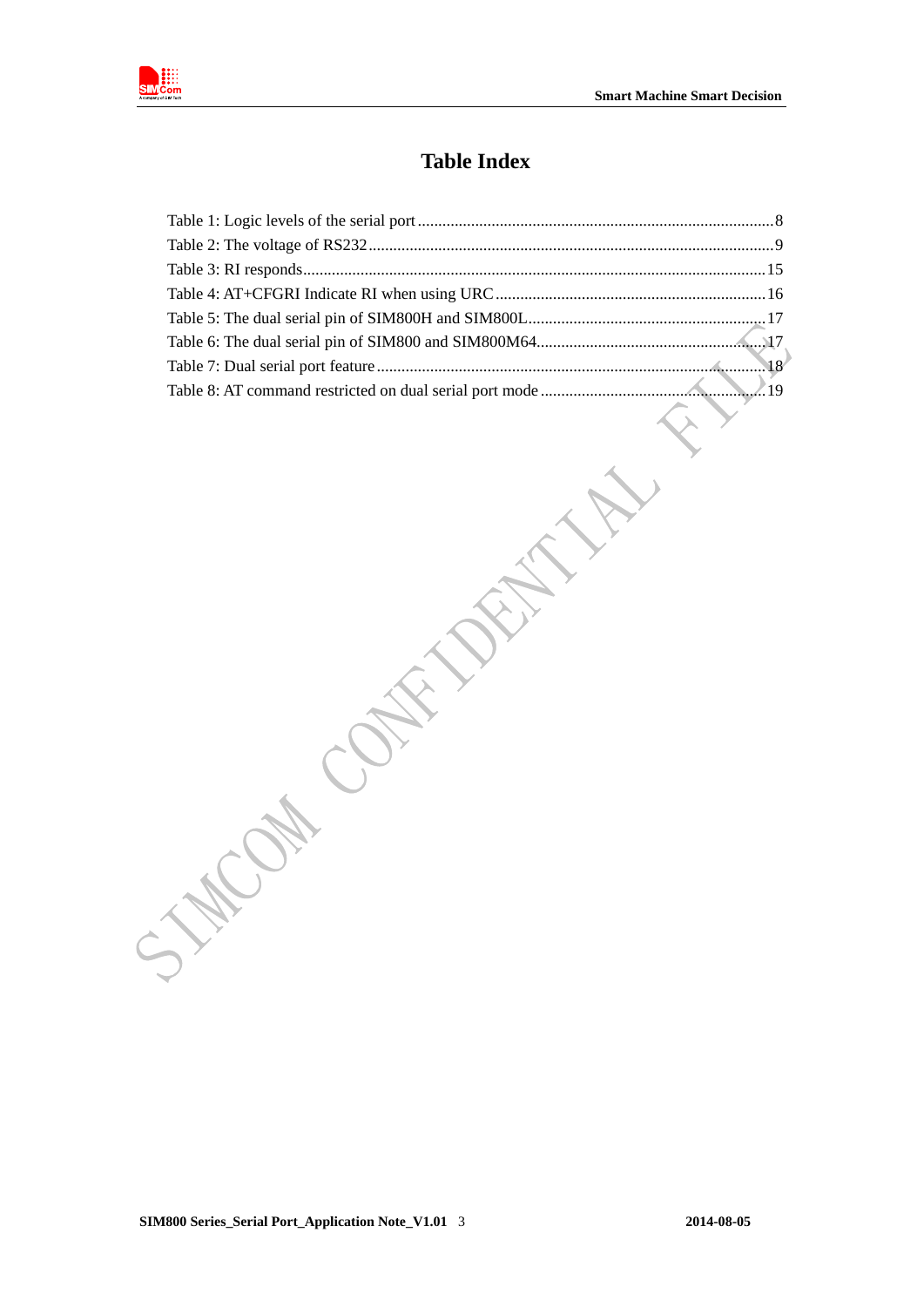# Table Index

Table 1: Logic levels of the serial port ........................................................................................ 8
Table 2: The voltage of RS232 ..................................................................................................... 9
Table 3: RI responds .................................................................................................................... 15
Table 4: AT+CFGRI Indicate RI when using URC ..................................................................... 16
Table 5: The dual serial pin of SIM800H and SIM800L ............................................................ 17
Table 6: The dual serial pin of SIM800 and SIM800M64 ........................................................... 17
Table 7: Dual serial port feature .................................................................................................. 18
Table 8: AT command restricted on dual serial port mode ......................................................... 19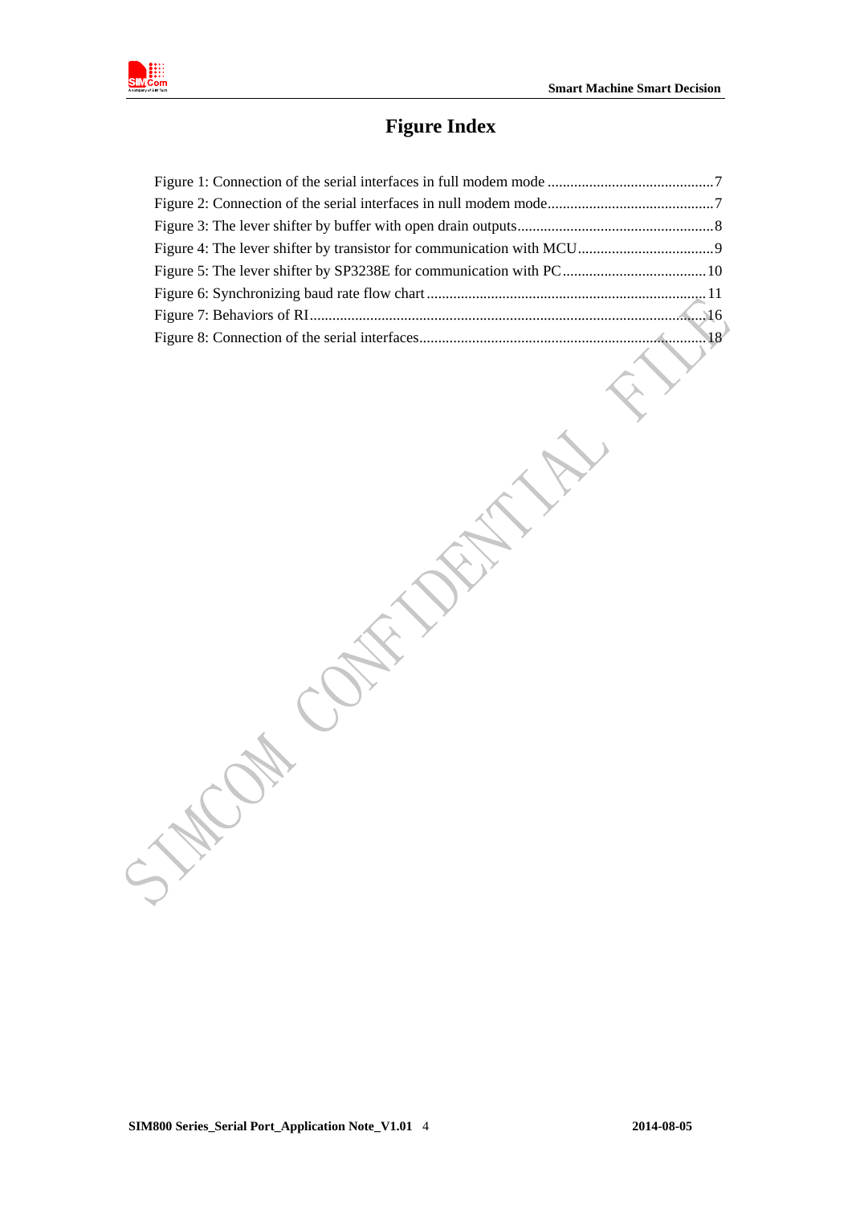# Figure Index

Figure 1: Connection of the serial interfaces in full modem mode ............................................7
Figure 2: Connection of the serial interfaces in null modem mode............................................7
Figure 3: The lever shifter by buffer with open drain outputs....................................................8
Figure 4: The lever shifter by transistor for communication with MCU....................................9
Figure 5: The lever shifter by SP3238E for communication with PC......................................10
Figure 6: Synchronizing baud rate flow chart .........................................................................11
Figure 7: Behaviors of RI........................................................................................................16
Figure 8: Connection of the serial interfaces...........................................................................18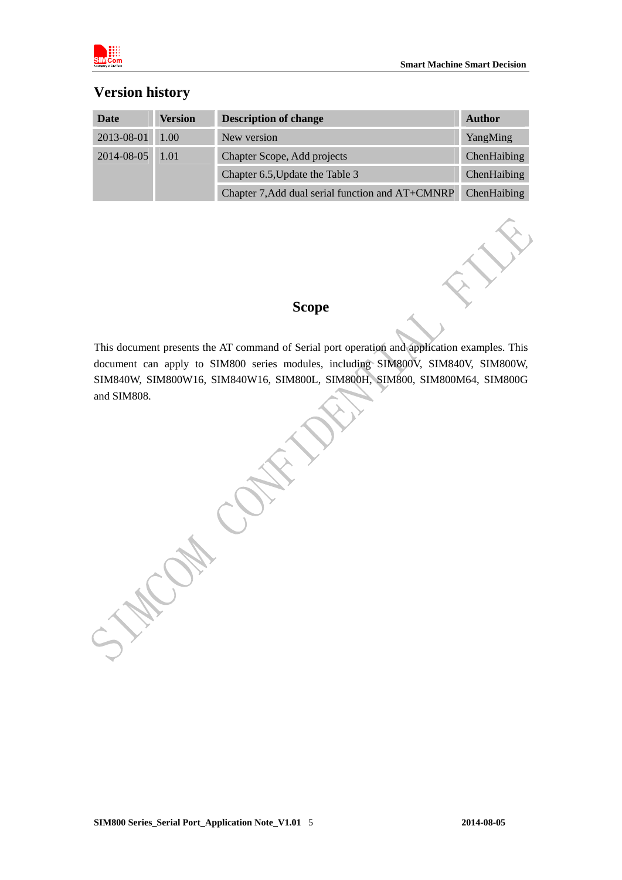## Version history

| Date | Version | Description of change | Author |
|---|---|---|---|
| 2013-08-01 | 1.00 | New version | YangMing |
| 2014-08-05 | 1.01 | Chapter Scope, Add projects | ChenHaibing |
| | | Chapter 6.5,Update the Table 3 | ChenHaibing |
| | | Chapter 7,Add dual serial function and AT+CMNRP | ChenHaibing |

## Scope

This document presents the AT command of Serial port operation and application examples. This document can apply to SIM800 series modules, including SIM800V, SIM840V, SIM800W, SIM840W, SIM800W16, SIM840W16, SIM800L, SIM800H, SIM800, SIM800M64, SIM800G and SIM808.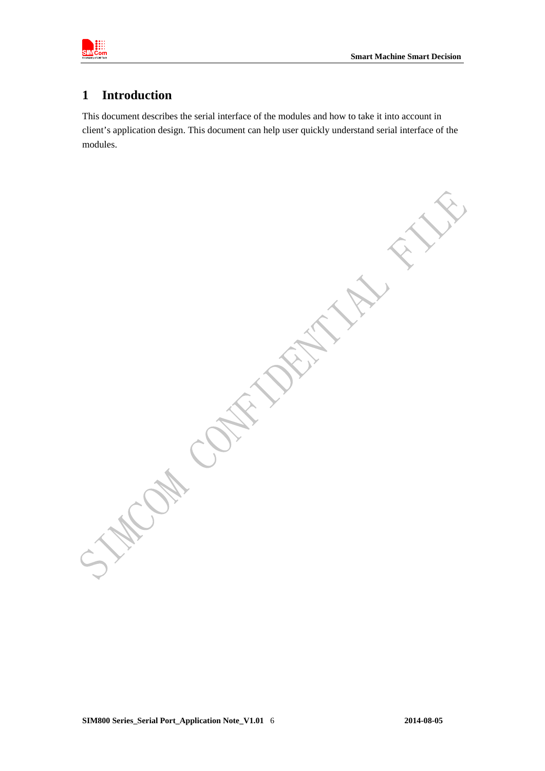# 1 Introduction

This document describes the serial interface of the modules and how to take it into account in client's application design. This document can help user quickly understand serial interface of the modules.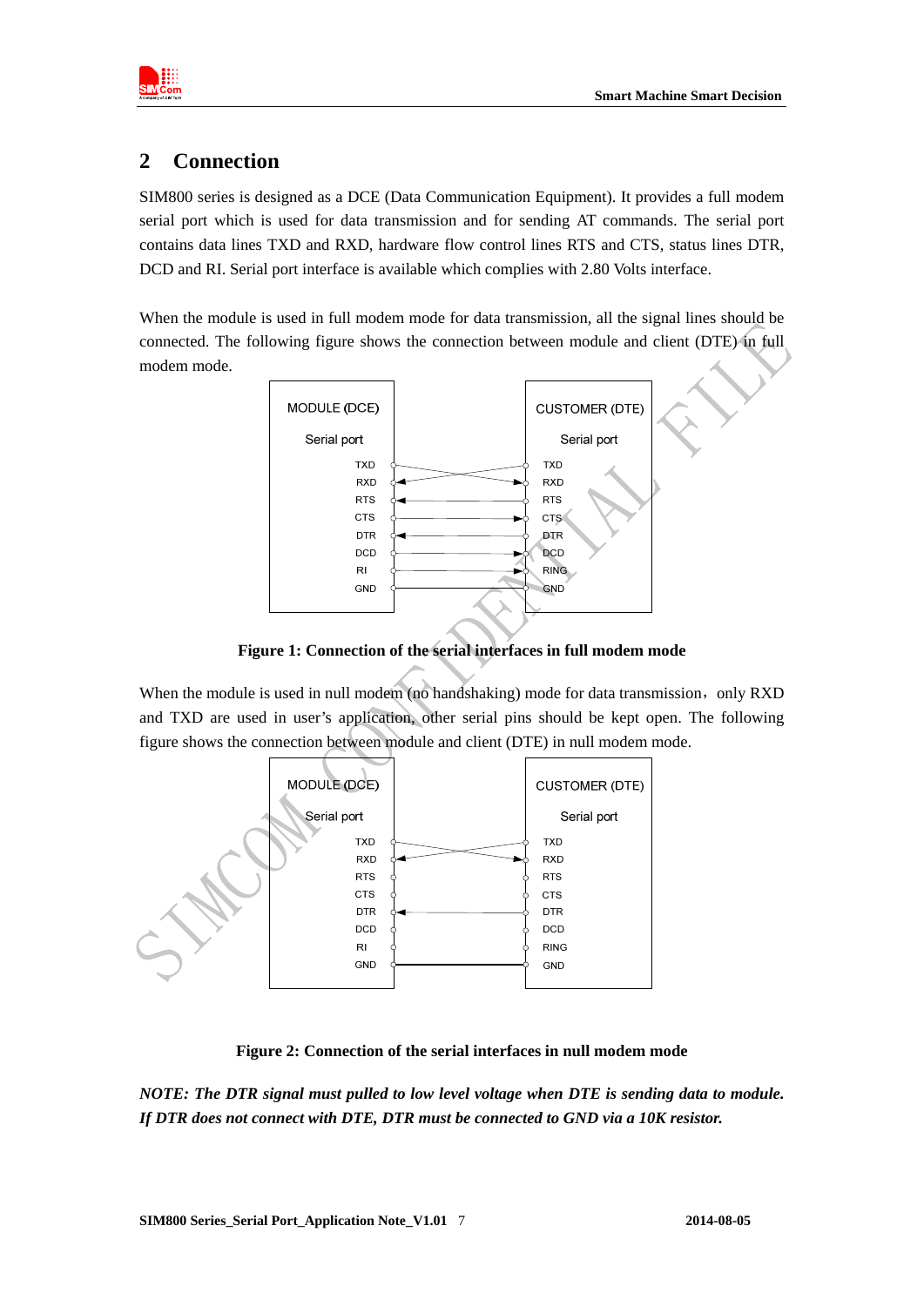## 2 Connection

SIM800 series is designed as a DCE (Data Communication Equipment). It provides a full modem serial port which is used for data transmission and for sending AT commands. The serial port contains data lines TXD and RXD, hardware flow control lines RTS and CTS, status lines DTR, DCD and RI. Serial port interface is available which complies with 2.80 Volts interface.

When the module is used in full modem mode for data transmission, all the signal lines should be connected. The following figure shows the connection between module and client (DTE) in full modem mode.

**Figure 1: Connection of the serial interfaces in full modem mode**

When the module is used in null modem (no handshaking) mode for data transmission，only RXD and TXD are used in user's application, other serial pins should be kept open. The following figure shows the connection between module and client (DTE) in null modem mode.

**Figure 2: Connection of the serial interfaces in null modem mode**

***NOTE: The DTR signal must pulled to low level voltage when DTE is sending data to module. If DTR does not connect with DTE, DTR must be connected to GND via a 10K resistor.***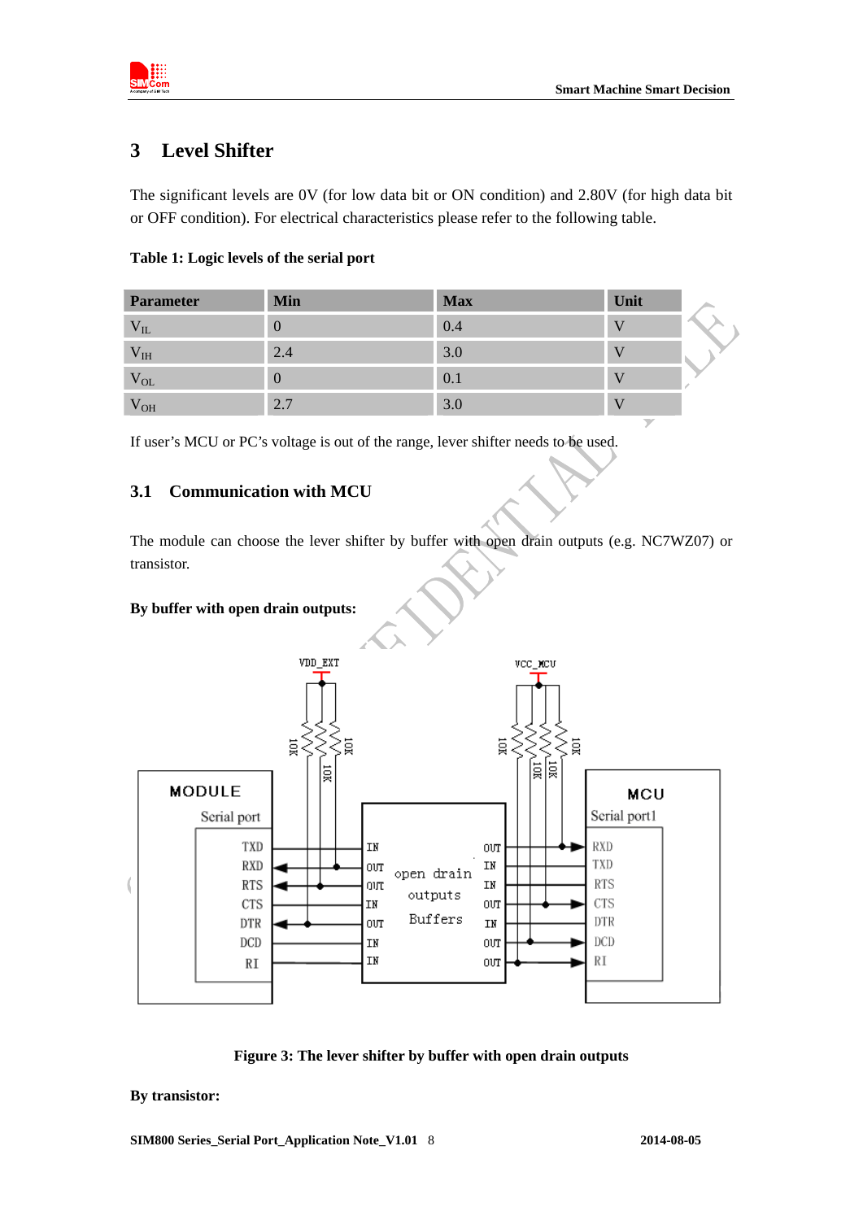# 3 Level Shifter

The significant levels are 0V (for low data bit or ON condition) and 2.80V (for high data bit or OFF condition). For electrical characteristics please refer to the following table.

**Table 1: Logic levels of the serial port**

| Parameter | Min | Max | Unit |
|---|---|---|---|
| $V_{IL}$ | 0 | 0.4 | V |
| $V_{IH}$ | 2.4 | 3.0 | V |
| $V_{OL}$ | 0 | 0.1 | V |
| $V_{OH}$ | 2.7 | 3.0 | V |

If user's MCU or PC's voltage is out of the range, lever shifter needs to be used.

## 3.1 Communication with MCU

The module can choose the lever shifter by buffer with open drain outputs (e.g. NC7WZ07) or transistor.

**By buffer with open drain outputs:**

**Figure 3: The lever shifter by buffer with open drain outputs**

**By transistor:**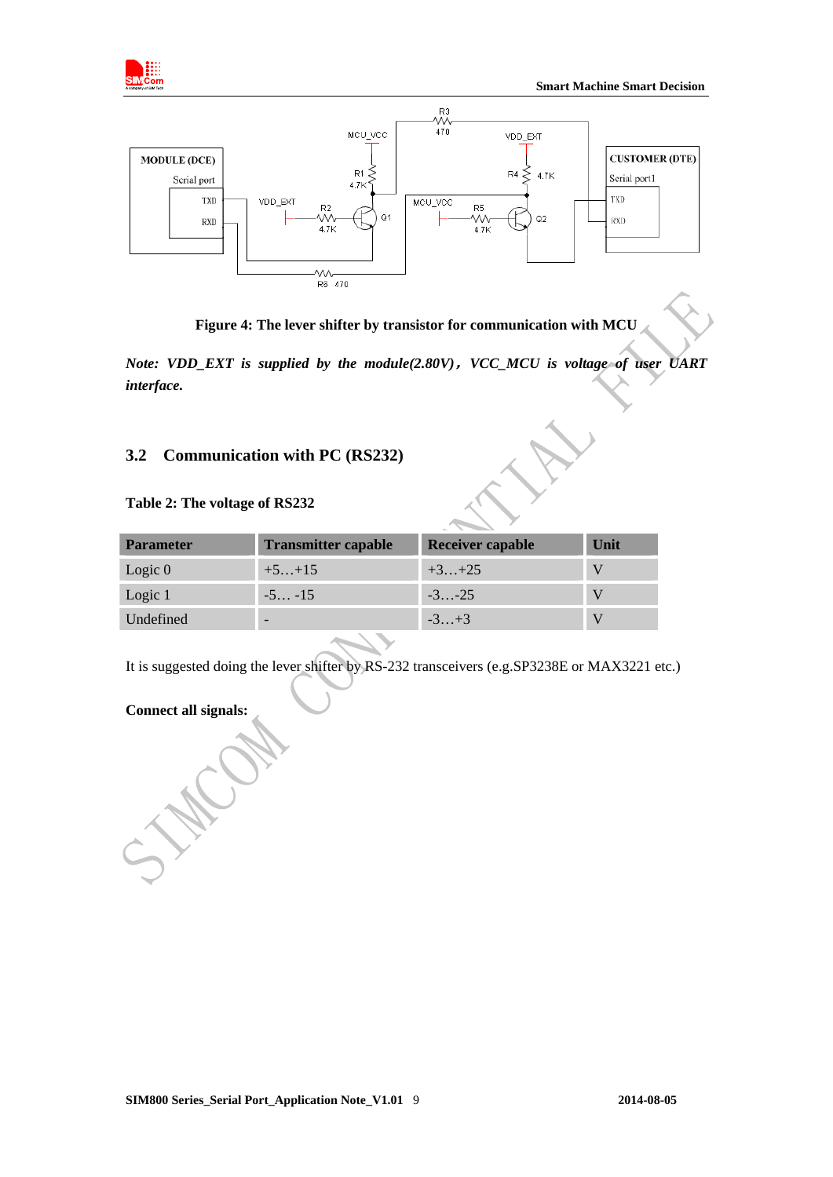**Figure 4: The lever shifter by transistor for communication with MCU**

***Note: VDD_EXT is supplied by the module(2.80V)，VCC_MCU is voltage of user UART interface.***

## 3.2 Communication with PC (RS232)

**Table 2: The voltage of RS232**

| Parameter | Transmitter capable | Receiver capable | Unit |
|---|---|---|---|
| Logic 0 | +5…+15 | +3…+25 | V |
| Logic 1 | -5… -15 | -3…-25 | V |
| Undefined | - | -3…+3 | V |

It is suggested doing the lever shifter by RS-232 transceivers (e.g.SP3238E or MAX3221 etc.)

**Connect all signals:**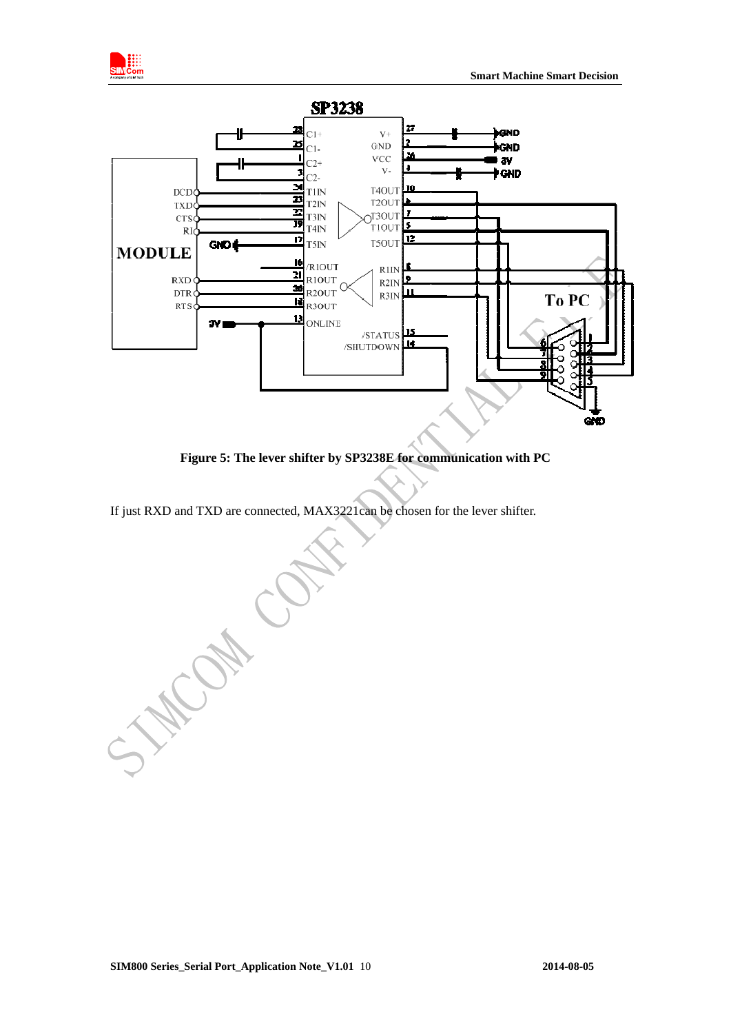Figure 5: The lever shifter by SP3238E for communication with PC

If just RXD and TXD are connected, MAX3221can be chosen for the lever shifter.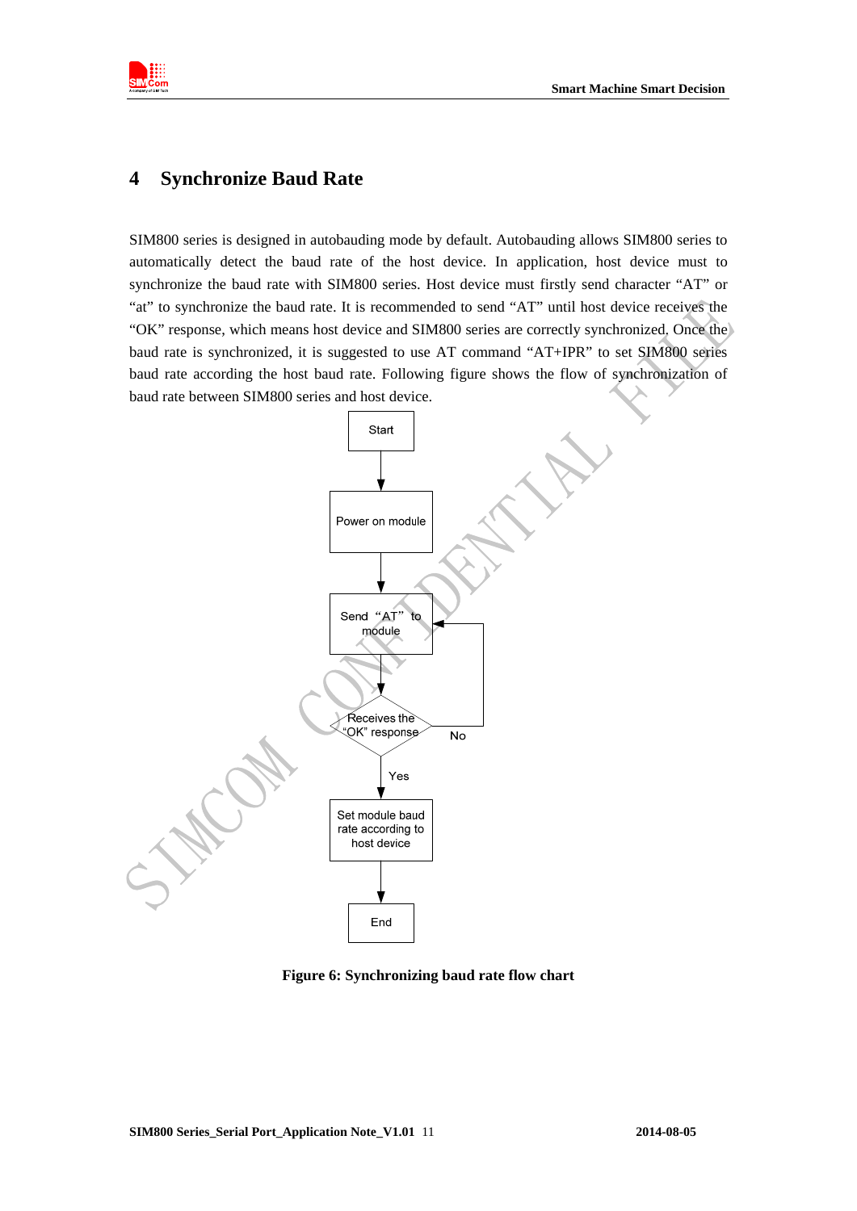# 4 Synchronize Baud Rate

SIM800 series is designed in autobauding mode by default. Autobauding allows SIM800 series to automatically detect the baud rate of the host device. In application, host device must to synchronize the baud rate with SIM800 series. Host device must firstly send character "AT" or "at" to synchronize the baud rate. It is recommended to send "AT" until host device receives the "OK" response, which means host device and SIM800 series are correctly synchronized. Once the baud rate is synchronized, it is suggested to use AT command "AT+IPR" to set SIM800 series baud rate according the host baud rate. Following figure shows the flow of synchronization of baud rate between SIM800 series and host device.

```
Start
  |
  v
Power on module
  |
  v
Send "AT" to module  <-----+
  |                        |
  v                        |
Receives the "OK" response --No--+
  |
  Yes
  v
Set module baud rate according to host device
  |
  v
End
```

**Figure 6: Synchronizing baud rate flow chart**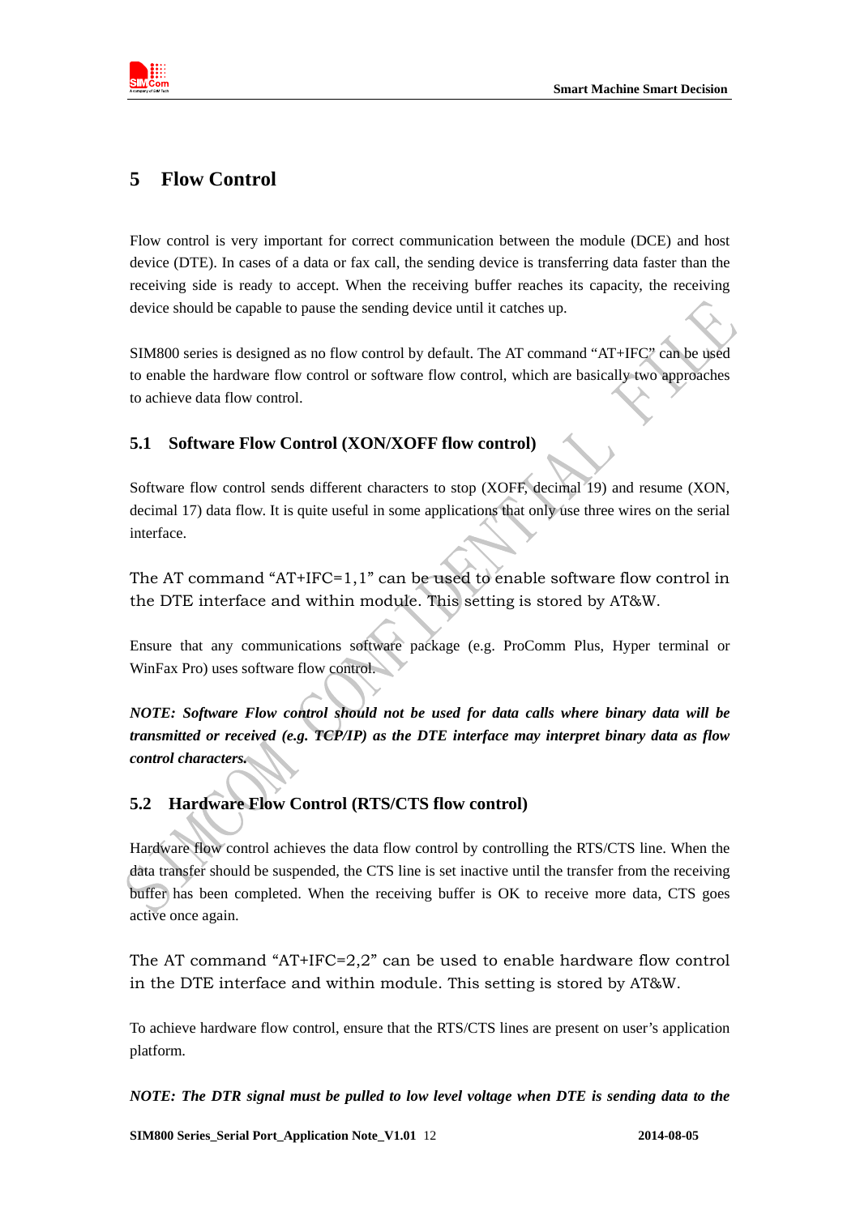# 5 Flow Control

Flow control is very important for correct communication between the module (DCE) and host device (DTE). In cases of a data or fax call, the sending device is transferring data faster than the receiving side is ready to accept. When the receiving buffer reaches its capacity, the receiving device should be capable to pause the sending device until it catches up.

SIM800 series is designed as no flow control by default. The AT command "AT+IFC" can be used to enable the hardware flow control or software flow control, which are basically two approaches to achieve data flow control.

## 5.1 Software Flow Control (XON/XOFF flow control)

Software flow control sends different characters to stop (XOFF, decimal 19) and resume (XON, decimal 17) data flow. It is quite useful in some applications that only use three wires on the serial interface.

The AT command "AT+IFC=1,1" can be used to enable software flow control in the DTE interface and within module. This setting is stored by AT&W.

Ensure that any communications software package (e.g. ProComm Plus, Hyper terminal or WinFax Pro) uses software flow control.

***NOTE: Software Flow control should not be used for data calls where binary data will be transmitted or received (e.g. TCP/IP) as the DTE interface may interpret binary data as flow control characters.***

## 5.2 Hardware Flow Control (RTS/CTS flow control)

Hardware flow control achieves the data flow control by controlling the RTS/CTS line. When the data transfer should be suspended, the CTS line is set inactive until the transfer from the receiving buffer has been completed. When the receiving buffer is OK to receive more data, CTS goes active once again.

The AT command "AT+IFC=2,2" can be used to enable hardware flow control in the DTE interface and within module. This setting is stored by AT&W.

To achieve hardware flow control, ensure that the RTS/CTS lines are present on user's application platform.

***NOTE: The DTR signal must be pulled to low level voltage when DTE is sending data to the***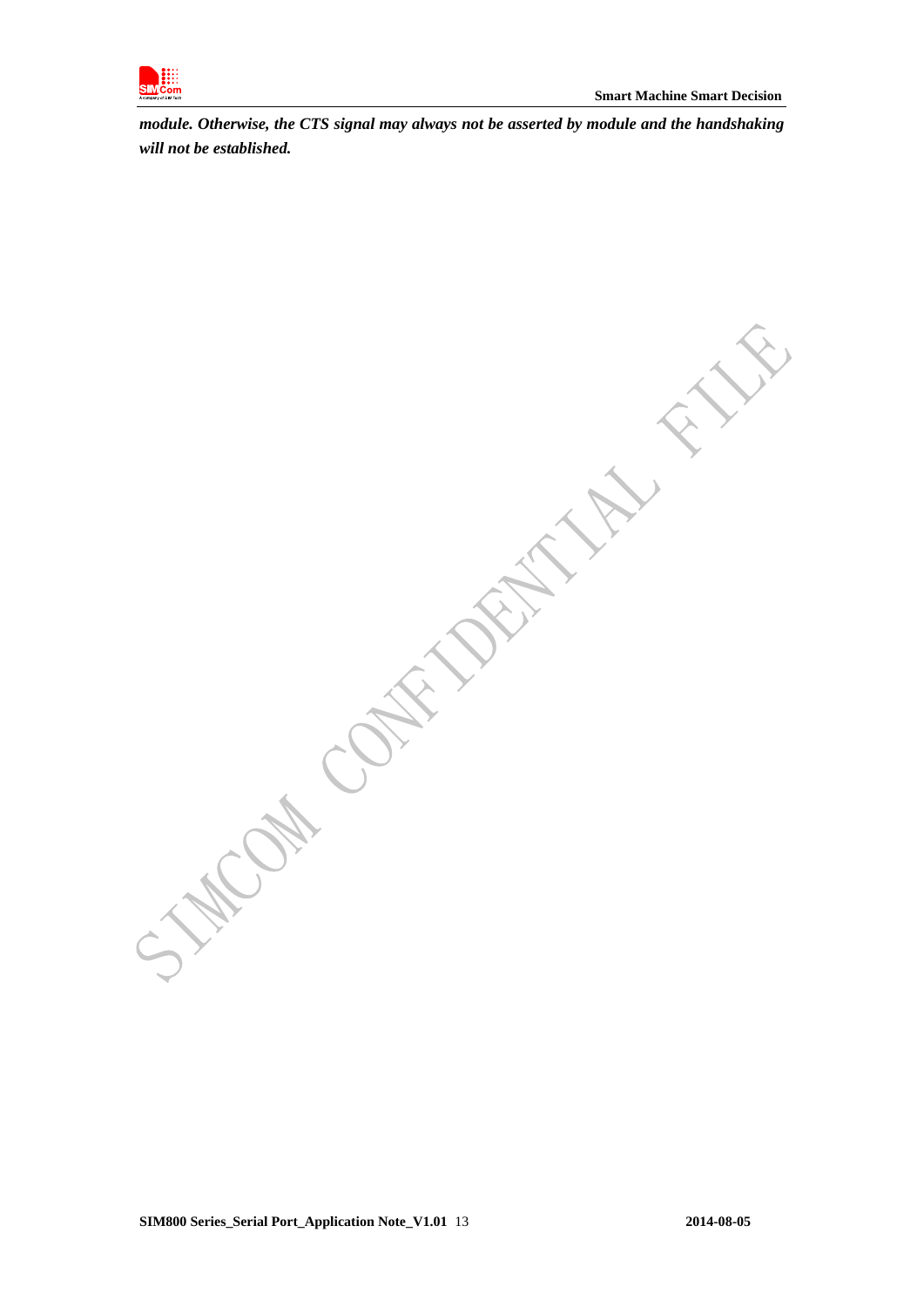***module. Otherwise, the CTS signal may always not be asserted by module and the handshaking will not be established.***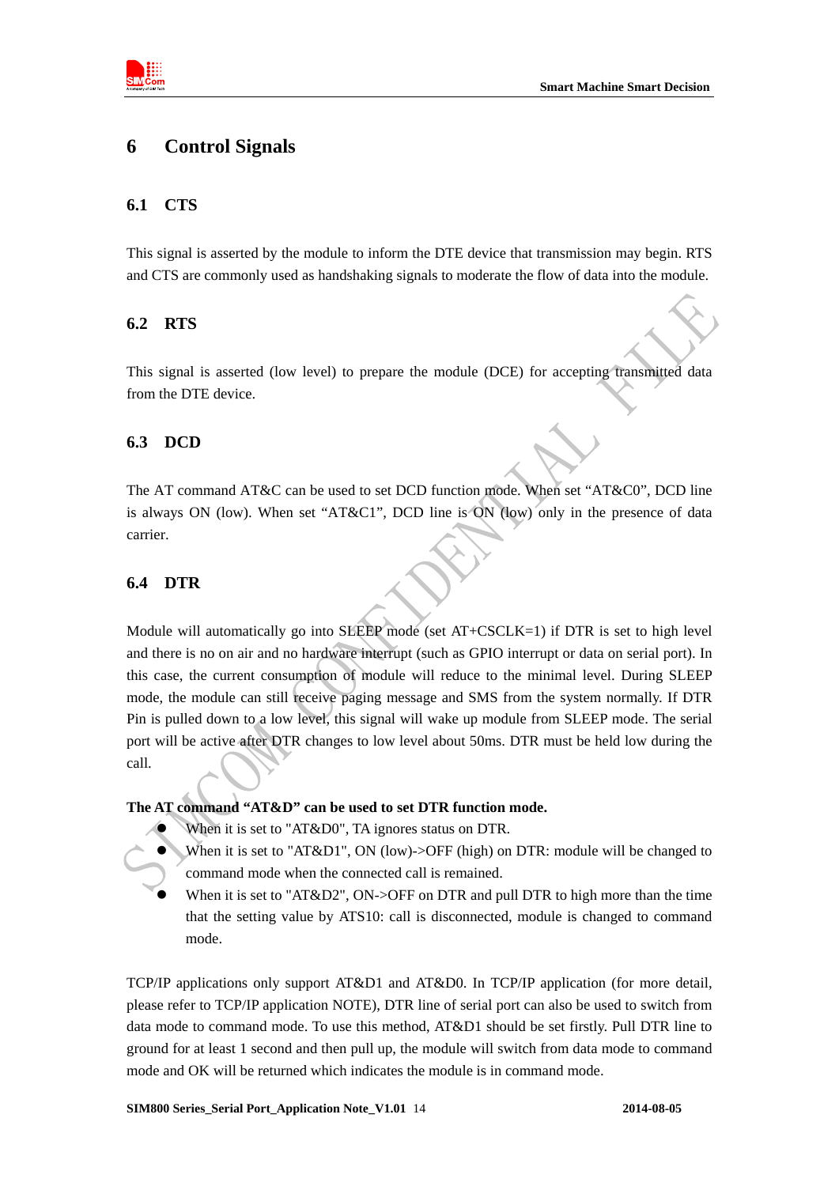# 6 Control Signals

## 6.1 CTS

This signal is asserted by the module to inform the DTE device that transmission may begin. RTS and CTS are commonly used as handshaking signals to moderate the flow of data into the module.

## 6.2 RTS

This signal is asserted (low level) to prepare the module (DCE) for accepting transmitted data from the DTE device.

## 6.3 DCD

The AT command AT&C can be used to set DCD function mode. When set "AT&C0", DCD line is always ON (low). When set "AT&C1", DCD line is ON (low) only in the presence of data carrier.

## 6.4 DTR

Module will automatically go into SLEEP mode (set AT+CSCLK=1) if DTR is set to high level and there is no on air and no hardware interrupt (such as GPIO interrupt or data on serial port). In this case, the current consumption of module will reduce to the minimal level. During SLEEP mode, the module can still receive paging message and SMS from the system normally. If DTR Pin is pulled down to a low level, this signal will wake up module from SLEEP mode. The serial port will be active after DTR changes to low level about 50ms. DTR must be held low during the call.

**The AT command "AT&D" can be used to set DTR function mode.**

- When it is set to "AT&D0", TA ignores status on DTR.
- When it is set to "AT&D1", ON (low)->OFF (high) on DTR: module will be changed to command mode when the connected call is remained.
- When it is set to "AT&D2", ON->OFF on DTR and pull DTR to high more than the time that the setting value by ATS10: call is disconnected, module is changed to command mode.

TCP/IP applications only support AT&D1 and AT&D0. In TCP/IP application (for more detail, please refer to TCP/IP application NOTE), DTR line of serial port can also be used to switch from data mode to command mode. To use this method, AT&D1 should be set firstly. Pull DTR line to ground for at least 1 second and then pull up, the module will switch from data mode to command mode and OK will be returned which indicates the module is in command mode.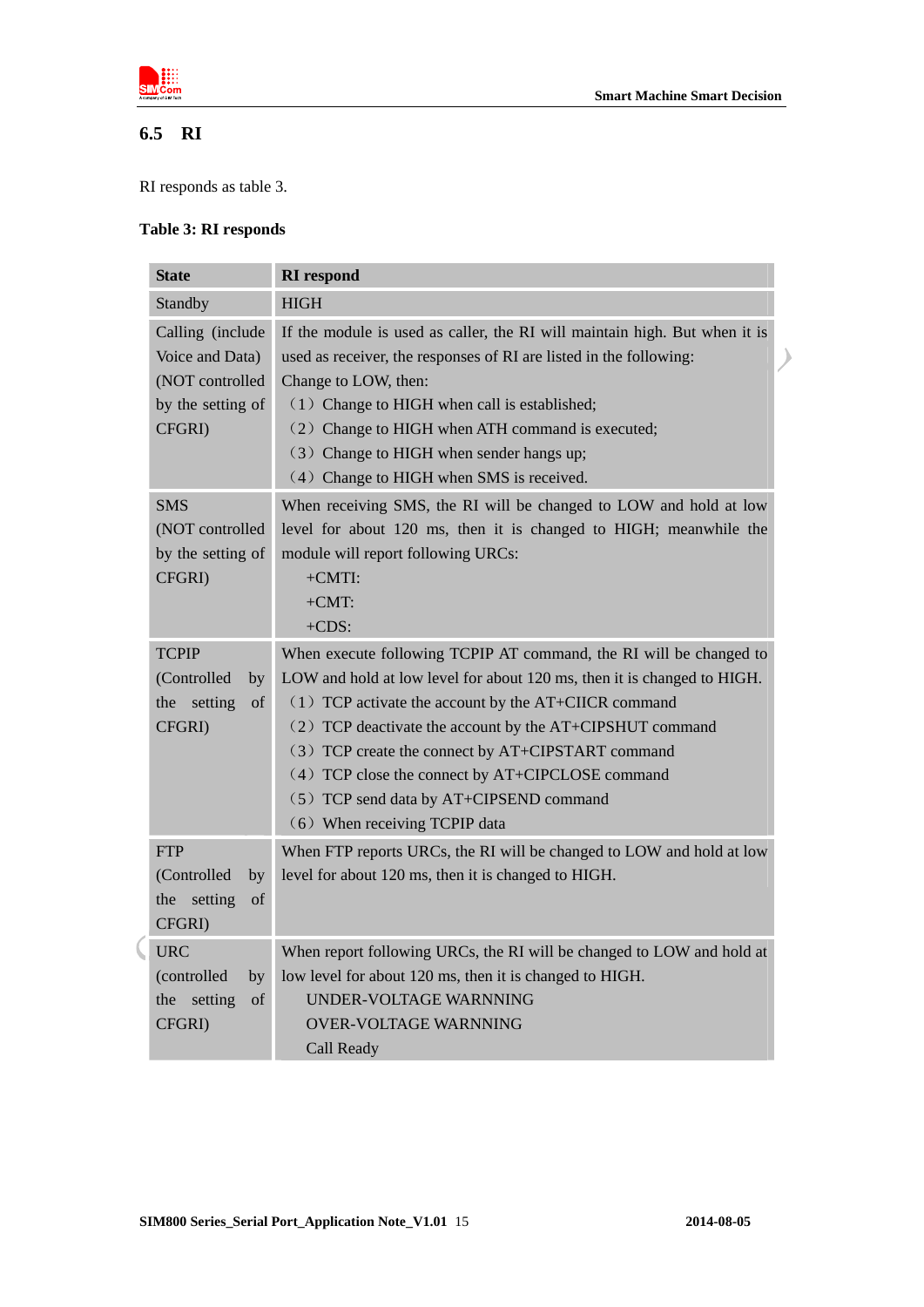## 6.5 RI

RI responds as table 3.

**Table 3: RI responds**

| State | RI respond |
|---|---|
| Standby | HIGH |
| Calling (include Voice and Data) (NOT controlled by the setting of CFGRI) | If the module is used as caller, the RI will maintain high. But when it is used as receiver, the responses of RI are listed in the following:<br>Change to LOW, then:<br>（1）Change to HIGH when call is established;<br>（2）Change to HIGH when ATH command is executed;<br>（3）Change to HIGH when sender hangs up;<br>（4）Change to HIGH when SMS is received. |
| SMS (NOT controlled by the setting of CFGRI) | When receiving SMS, the RI will be changed to LOW and hold at low level for about 120 ms, then it is changed to HIGH; meanwhile the module will report following URCs:<br>+CMTI:<br>+CMT:<br>+CDS: |
| TCPIP (Controlled by the setting of CFGRI) | When execute following TCPIP AT command, the RI will be changed to LOW and hold at low level for about 120 ms, then it is changed to HIGH.<br>（1）TCP activate the account by the AT+CIICR command<br>（2）TCP deactivate the account by the AT+CIPSHUT command<br>（3）TCP create the connect by AT+CIPSTART command<br>（4）TCP close the connect by AT+CIPCLOSE command<br>（5）TCP send data by AT+CIPSEND command<br>（6）When receiving TCPIP data |
| FTP (Controlled by the setting of CFGRI) | When FTP reports URCs, the RI will be changed to LOW and hold at low level for about 120 ms, then it is changed to HIGH. |
| URC (controlled by the setting of CFGRI) | When report following URCs, the RI will be changed to LOW and hold at low level for about 120 ms, then it is changed to HIGH.<br>UNDER-VOLTAGE WARNNING<br>OVER-VOLTAGE WARNNING<br>Call Ready |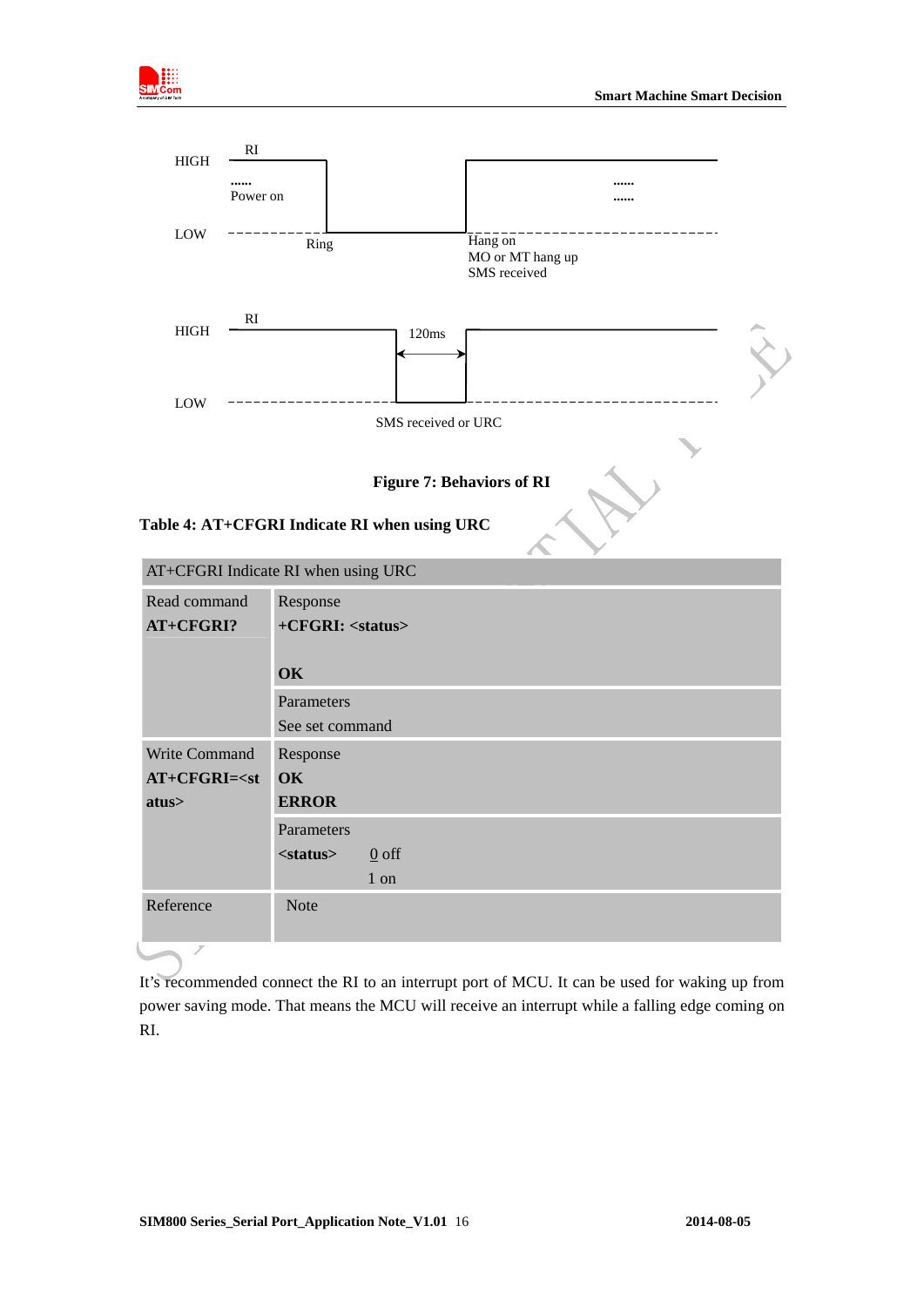HIGH RI ...... Power on ...... ......

LOW Ring Hang on MO or MT hang up SMS received

HIGH RI 120ms

LOW SMS received or URC

**Figure 7: Behaviors of RI**

**Table 4: AT+CFGRI Indicate RI when using URC**

| AT+CFGRI Indicate RI when using URC | |
|---|---|
| Read command **AT+CFGRI?** | Response **+CFGRI: <status>** **OK** |
| | Parameters See set command |
| Write Command **AT+CFGRI=<status>** | Response **OK** **ERROR** |
| | Parameters **<status>** 0 off 1 on |
| Reference | Note |

It's recommended connect the RI to an interrupt port of MCU. It can be used for waking up from power saving mode. That means the MCU will receive an interrupt while a falling edge coming on RI.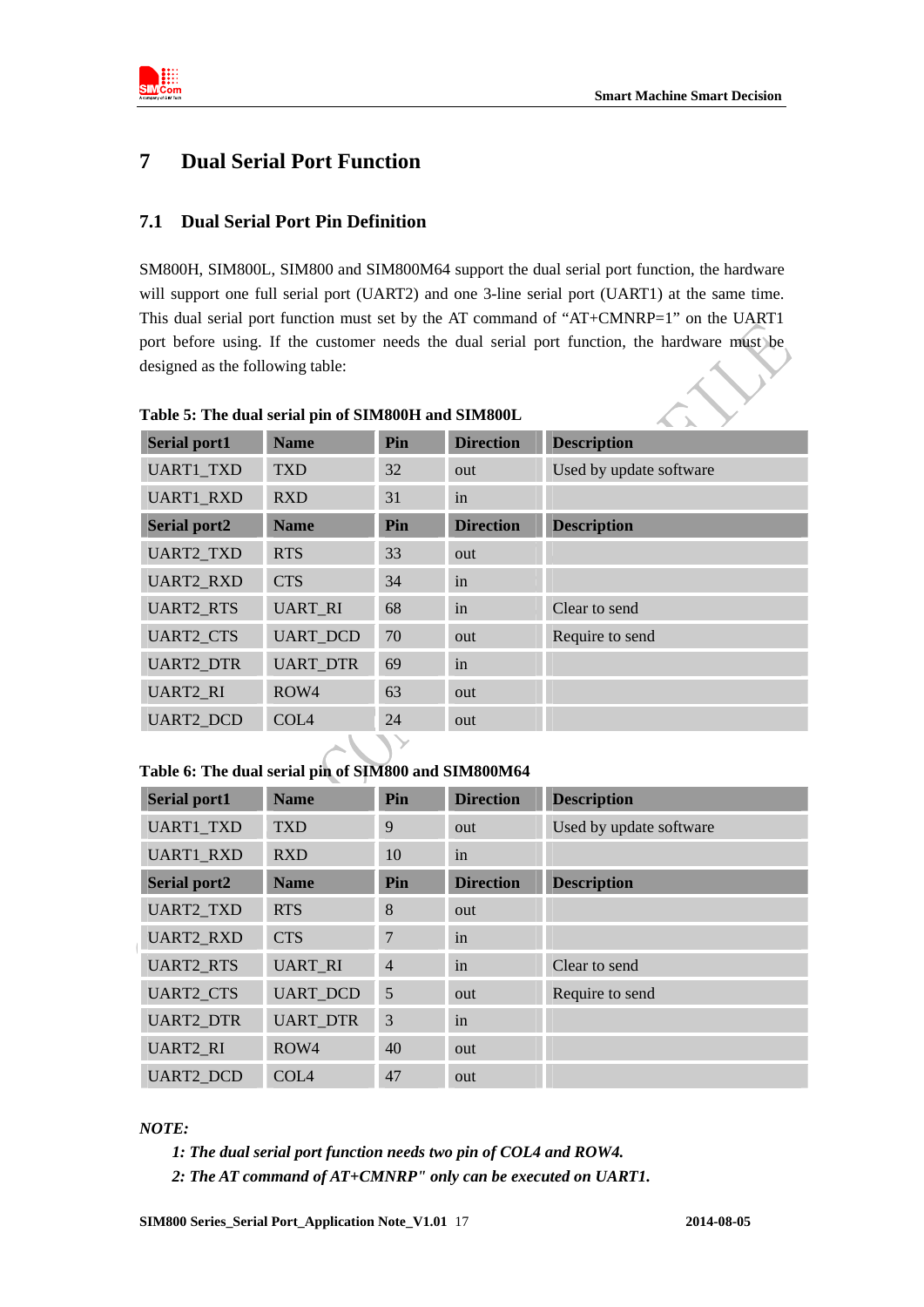# 7 Dual Serial Port Function

## 7.1 Dual Serial Port Pin Definition

SM800H, SIM800L, SIM800 and SIM800M64 support the dual serial port function, the hardware will support one full serial port (UART2) and one 3-line serial port (UART1) at the same time. This dual serial port function must set by the AT command of "AT+CMNRP=1" on the UART1 port before using. If the customer needs the dual serial port function, the hardware must be designed as the following table:

**Table 5: The dual serial pin of SIM800H and SIM800L**

| Serial port1 | Name | Pin | Direction | Description |
|---|---|---|---|---|
| UART1_TXD | TXD | 32 | out | Used by update software |
| UART1_RXD | RXD | 31 | in | |
| **Serial port2** | **Name** | **Pin** | **Direction** | **Description** |
| UART2_TXD | RTS | 33 | out | |
| UART2_RXD | CTS | 34 | in | |
| UART2_RTS | UART_RI | 68 | in | Clear to send |
| UART2_CTS | UART_DCD | 70 | out | Require to send |
| UART2_DTR | UART_DTR | 69 | in | |
| UART2_RI | ROW4 | 63 | out | |
| UART2_DCD | COL4 | 24 | out | |

**Table 6: The dual serial pin of SIM800 and SIM800M64**

| Serial port1 | Name | Pin | Direction | Description |
|---|---|---|---|---|
| UART1_TXD | TXD | 9 | out | Used by update software |
| UART1_RXD | RXD | 10 | in | |
| **Serial port2** | **Name** | **Pin** | **Direction** | **Description** |
| UART2_TXD | RTS | 8 | out | |
| UART2_RXD | CTS | 7 | in | |
| UART2_RTS | UART_RI | 4 | in | Clear to send |
| UART2_CTS | UART_DCD | 5 | out | Require to send |
| UART2_DTR | UART_DTR | 3 | in | |
| UART2_RI | ROW4 | 40 | out | |
| UART2_DCD | COL4 | 47 | out | |

***NOTE:***

*1: The dual serial port function needs two pin of COL4 and ROW4.*

*2: The AT command of AT+CMNRP" only can be executed on UART1.*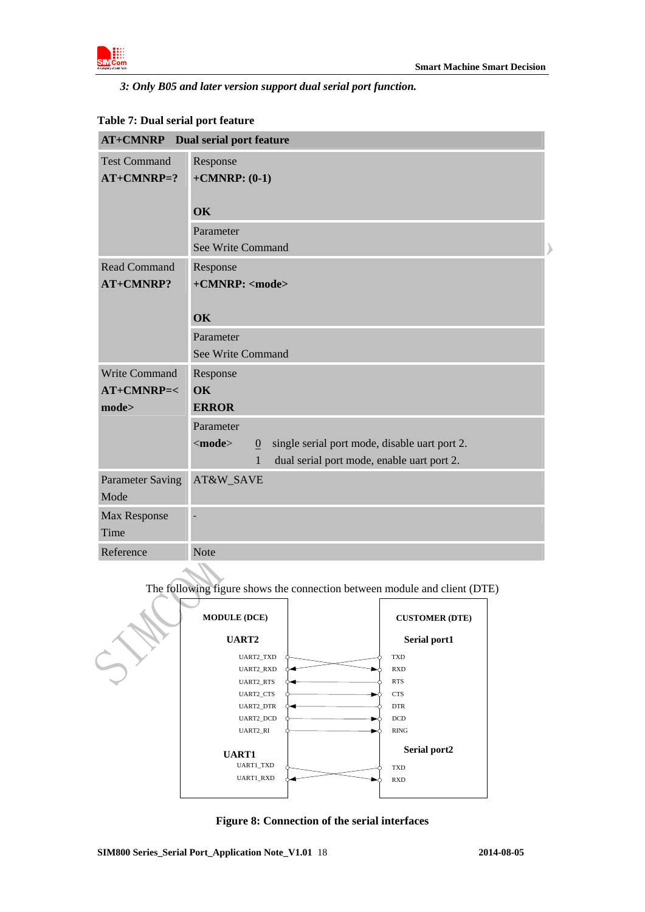*3: Only B05 and later version support dual serial port function.*

**Table 7: Dual serial port feature**

| **AT+CMNRP Dual serial port feature** | |
|---|---|
| Test Command<br>**AT+CMNRP=?** | Response<br>**+CMNRP: (0-1)**<br><br>**OK** |
| | Parameter<br>See Write Command |
| Read Command<br>**AT+CMNRP?** | Response<br>**+CMNRP: <mode>**<br><br>**OK** |
| | Parameter<br>See Write Command |
| Write Command<br>**AT+CMNRP=<mode>** | Response<br>**OK**<br>**ERROR** |
| | Parameter<br>**<mode>** 0 single serial port mode, disable uart port 2.<br>1 dual serial port mode, enable uart port 2. |
| Parameter Saving Mode | AT&W_SAVE |
| Max Response Time | - |
| Reference | Note |

The following figure shows the connection between module and client (DTE)

| MODULE (DCE) | | CUSTOMER (DTE) |
|---|---|---|
| **UART2** | | **Serial port1** |
| UART2_TXD | → | RXD |
| UART2_RXD | ← | TXD |
| UART2_RTS | ← | RTS |
| UART2_CTS | → | CTS |
| UART2_DTR | ← | DTR |
| UART2_DCD | → | DCD |
| UART2_RI | → | RING |
| **UART1** | | **Serial port2** |
| UART1_TXD | → | RXD |
| UART1_RXD | ← | TXD |

**Figure 8: Connection of the serial interfaces**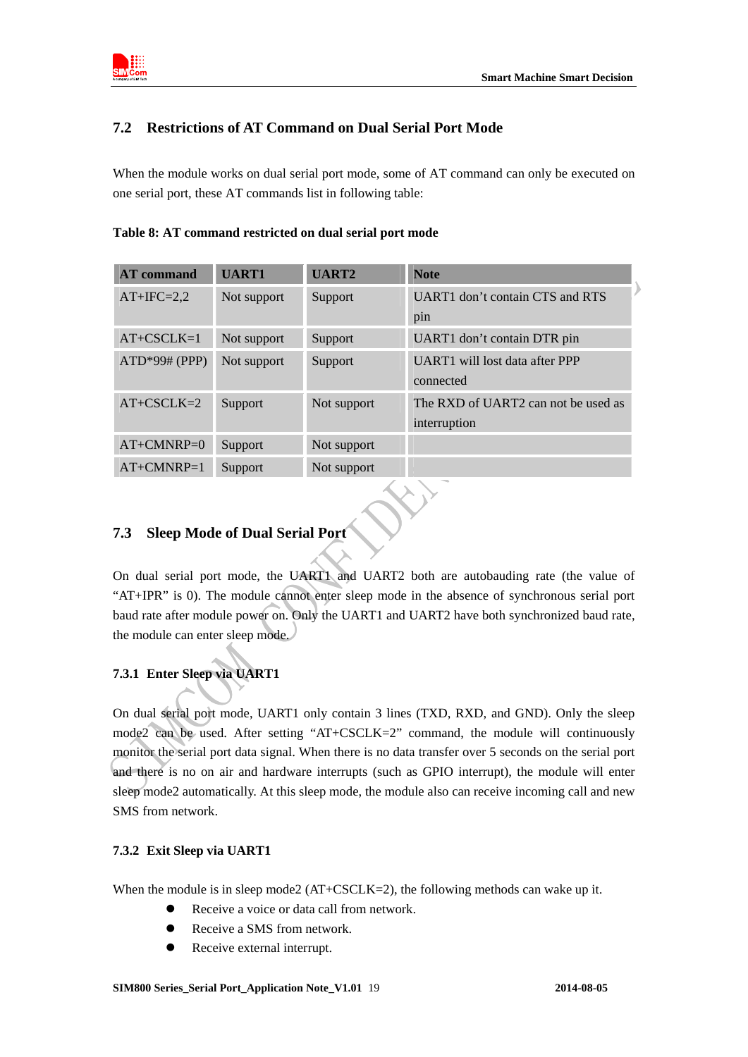## 7.2 Restrictions of AT Command on Dual Serial Port Mode

When the module works on dual serial port mode, some of AT command can only be executed on one serial port, these AT commands list in following table:

**Table 8: AT command restricted on dual serial port mode**

| AT command | UART1 | UART2 | Note |
|---|---|---|---|
| AT+IFC=2,2 | Not support | Support | UART1 don’t contain CTS and RTS pin |
| AT+CSCLK=1 | Not support | Support | UART1 don’t contain DTR pin |
| ATD*99# (PPP) | Not support | Support | UART1 will lost data after PPP connected |
| AT+CSCLK=2 | Support | Not support | The RXD of UART2 can not be used as interruption |
| AT+CMNRP=0 | Support | Not support | |
| AT+CMNRP=1 | Support | Not support | |

## 7.3 Sleep Mode of Dual Serial Port

On dual serial port mode, the UART1 and UART2 both are autobauding rate (the value of “AT+IPR” is 0). The module cannot enter sleep mode in the absence of synchronous serial port baud rate after module power on. Only the UART1 and UART2 have both synchronized baud rate, the module can enter sleep mode.

### 7.3.1 Enter Sleep via UART1

On dual serial port mode, UART1 only contain 3 lines (TXD, RXD, and GND). Only the sleep mode2 can be used. After setting “AT+CSCLK=2” command, the module will continuously monitor the serial port data signal. When there is no data transfer over 5 seconds on the serial port and there is no on air and hardware interrupts (such as GPIO interrupt), the module will enter sleep mode2 automatically. At this sleep mode, the module also can receive incoming call and new SMS from network.

### 7.3.2 Exit Sleep via UART1

When the module is in sleep mode2 (AT+CSCLK=2), the following methods can wake up it.

- Receive a voice or data call from network.
- Receive a SMS from network.
- Receive external interrupt.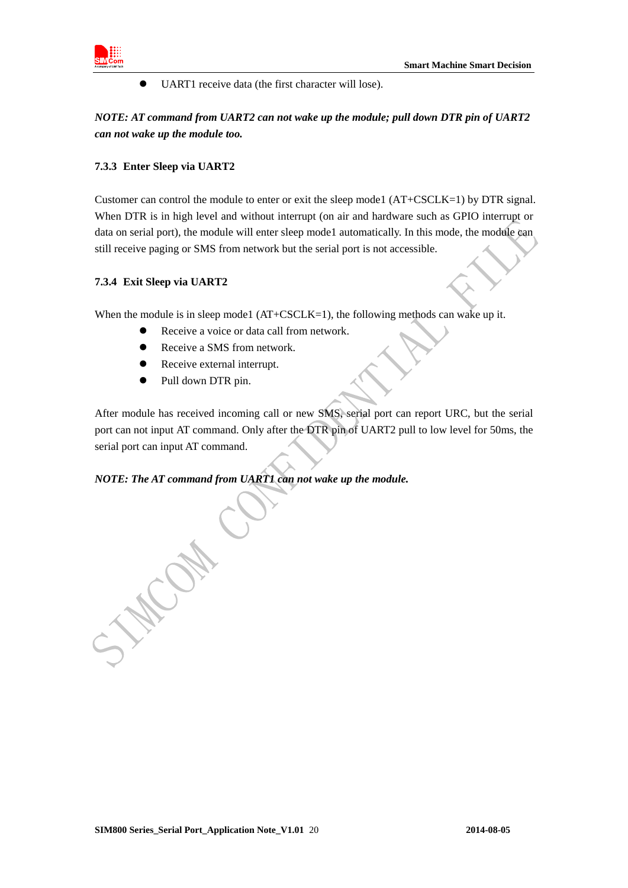- UART1 receive data (the first character will lose).

***NOTE: AT command from UART2 can not wake up the module; pull down DTR pin of UART2 can not wake up the module too.***

### 7.3.3 Enter Sleep via UART2

Customer can control the module to enter or exit the sleep mode1 (AT+CSCLK=1) by DTR signal. When DTR is in high level and without interrupt (on air and hardware such as GPIO interrupt or data on serial port), the module will enter sleep mode1 automatically. In this mode, the module can still receive paging or SMS from network but the serial port is not accessible.

### 7.3.4 Exit Sleep via UART2

When the module is in sleep mode1 (AT+CSCLK=1), the following methods can wake up it.

- Receive a voice or data call from network.
- Receive a SMS from network.
- Receive external interrupt.
- Pull down DTR pin.

After module has received incoming call or new SMS, serial port can report URC, but the serial port can not input AT command. Only after the DTR pin of UART2 pull to low level for 50ms, the serial port can input AT command.

***NOTE: The AT command from UART1 can not wake up the module.***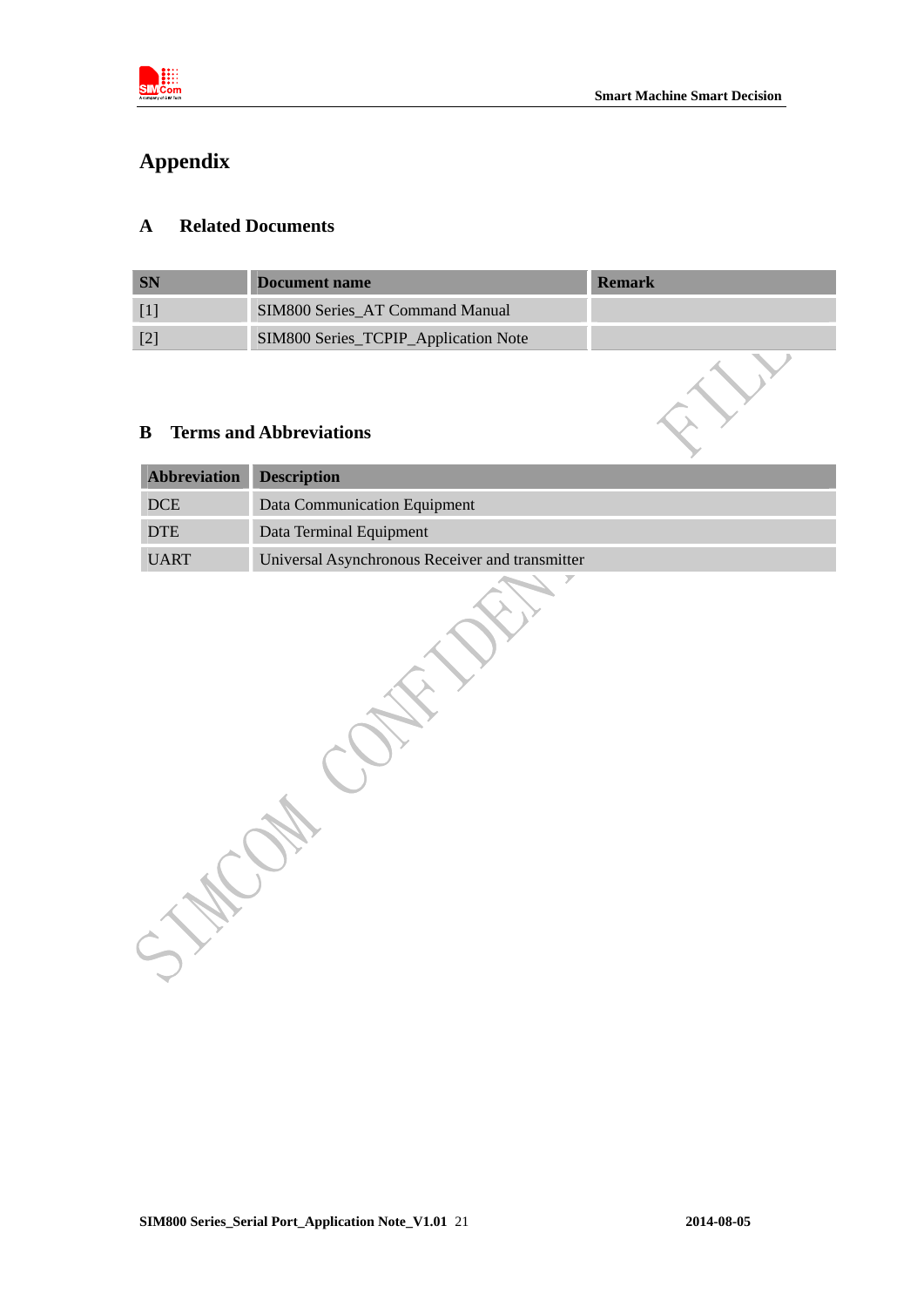# Appendix

## A Related Documents

| SN | Document name | Remark |
|---|---|---|
| [1] | SIM800 Series_AT Command Manual | |
| [2] | SIM800 Series_TCPIP_Application Note | |

## B Terms and Abbreviations

| Abbreviation | Description |
|---|---|
| DCE | Data Communication Equipment |
| DTE | Data Terminal Equipment |
| UART | Universal Asynchronous Receiver and transmitter |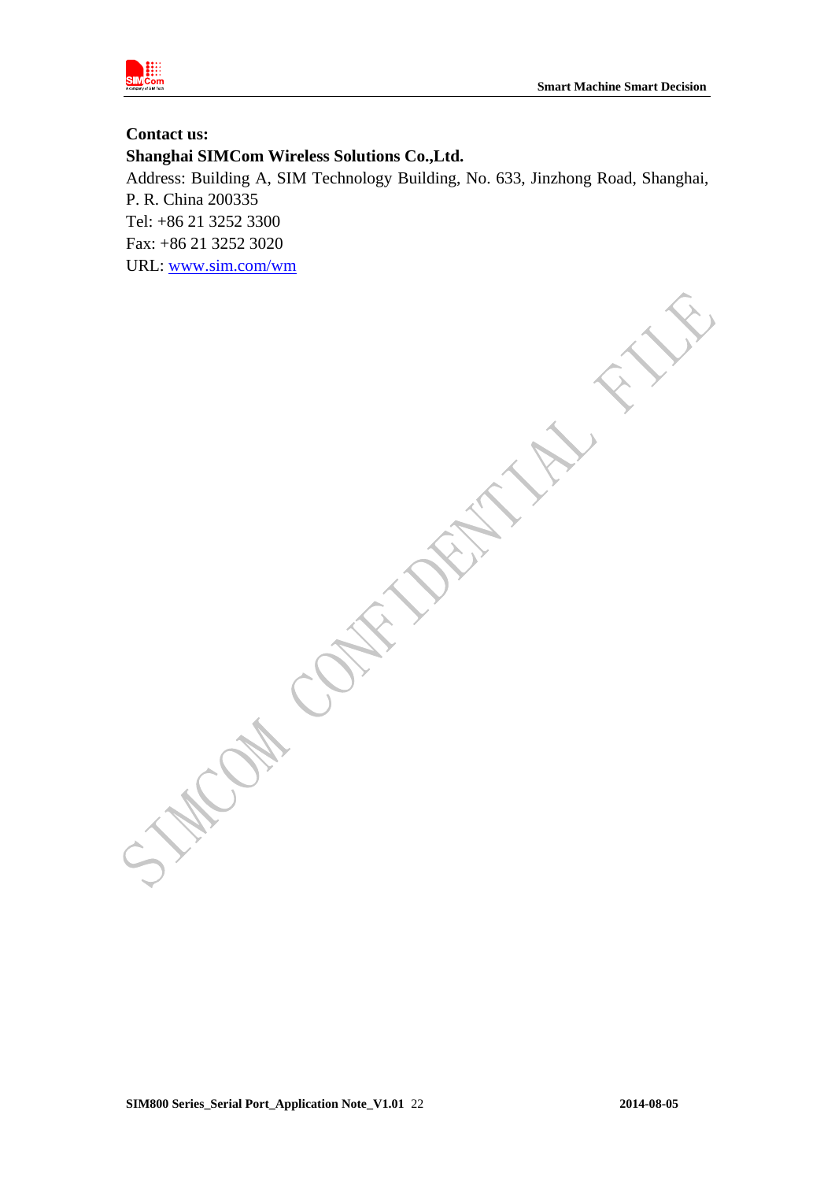**Contact us:**

**Shanghai SIMCom Wireless Solutions Co.,Ltd.**

Address: Building A, SIM Technology Building, No. 633, Jinzhong Road, Shanghai, P. R. China 200335

Tel: +86 21 3252 3300

Fax: +86 21 3252 3020

URL: [www.sim.com/wm](http://www.sim.com/wm)